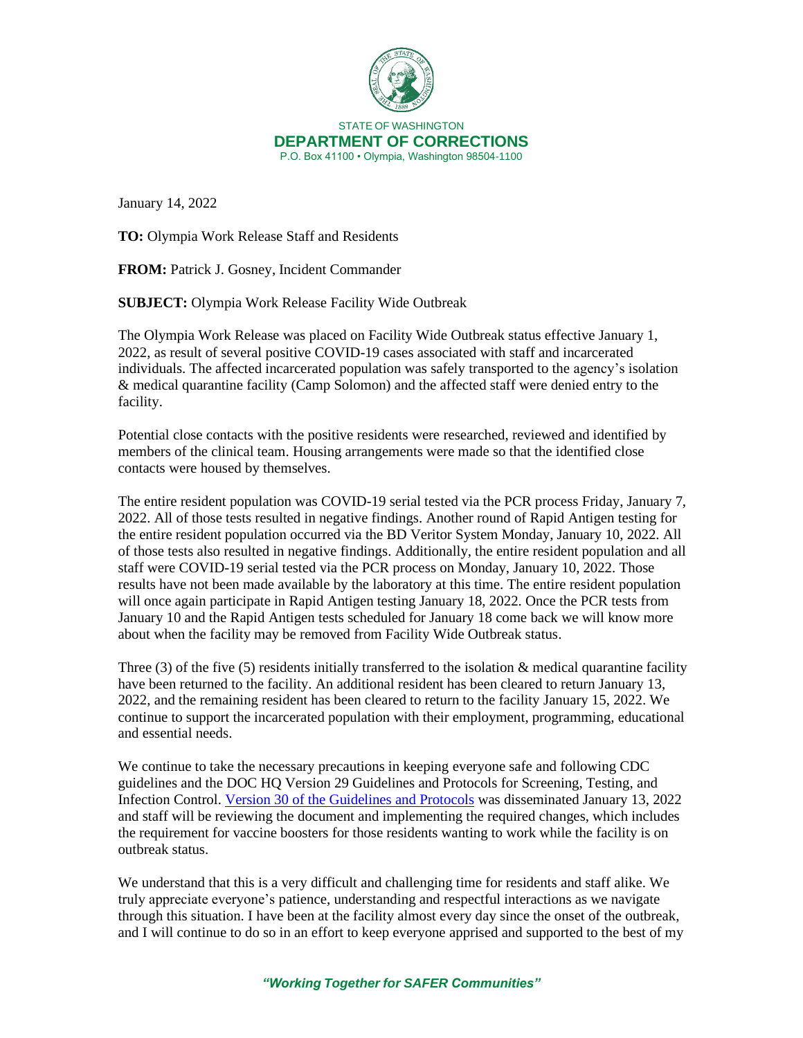STATE OF WASHINGTON
**DEPARTMENT OF CORRECTIONS**
P.O. Box 41100 • Olympia, Washington 98504-1100

January 14, 2022

**TO:** Olympia Work Release Staff and Residents

**FROM:** Patrick J. Gosney, Incident Commander

**SUBJECT:** Olympia Work Release Facility Wide Outbreak

The Olympia Work Release was placed on Facility Wide Outbreak status effective January 1, 2022, as result of several positive COVID-19 cases associated with staff and incarcerated individuals. The affected incarcerated population was safely transported to the agency's isolation & medical quarantine facility (Camp Solomon) and the affected staff were denied entry to the facility.

Potential close contacts with the positive residents were researched, reviewed and identified by members of the clinical team. Housing arrangements were made so that the identified close contacts were housed by themselves.

The entire resident population was COVID-19 serial tested via the PCR process Friday, January 7, 2022. All of those tests resulted in negative findings. Another round of Rapid Antigen testing for the entire resident population occurred via the BD Veritor System Monday, January 10, 2022. All of those tests also resulted in negative findings. Additionally, the entire resident population and all staff were COVID-19 serial tested via the PCR process on Monday, January 10, 2022. Those results have not been made available by the laboratory at this time. The entire resident population will once again participate in Rapid Antigen testing January 18, 2022. Once the PCR tests from January 10 and the Rapid Antigen tests scheduled for January 18 come back we will know more about when the facility may be removed from Facility Wide Outbreak status.

Three (3) of the five (5) residents initially transferred to the isolation & medical quarantine facility have been returned to the facility. An additional resident has been cleared to return January 13, 2022, and the remaining resident has been cleared to return to the facility January 15, 2022. We continue to support the incarcerated population with their employment, programming, educational and essential needs.

We continue to take the necessary precautions in keeping everyone safe and following CDC guidelines and the DOC HQ Version 29 Guidelines and Protocols for Screening, Testing, and Infection Control. Version 30 of the Guidelines and Protocols was disseminated January 13, 2022 and staff will be reviewing the document and implementing the required changes, which includes the requirement for vaccine boosters for those residents wanting to work while the facility is on outbreak status.

We understand that this is a very difficult and challenging time for residents and staff alike. We truly appreciate everyone's patience, understanding and respectful interactions as we navigate through this situation. I have been at the facility almost every day since the onset of the outbreak, and I will continue to do so in an effort to keep everyone apprised and supported to the best of my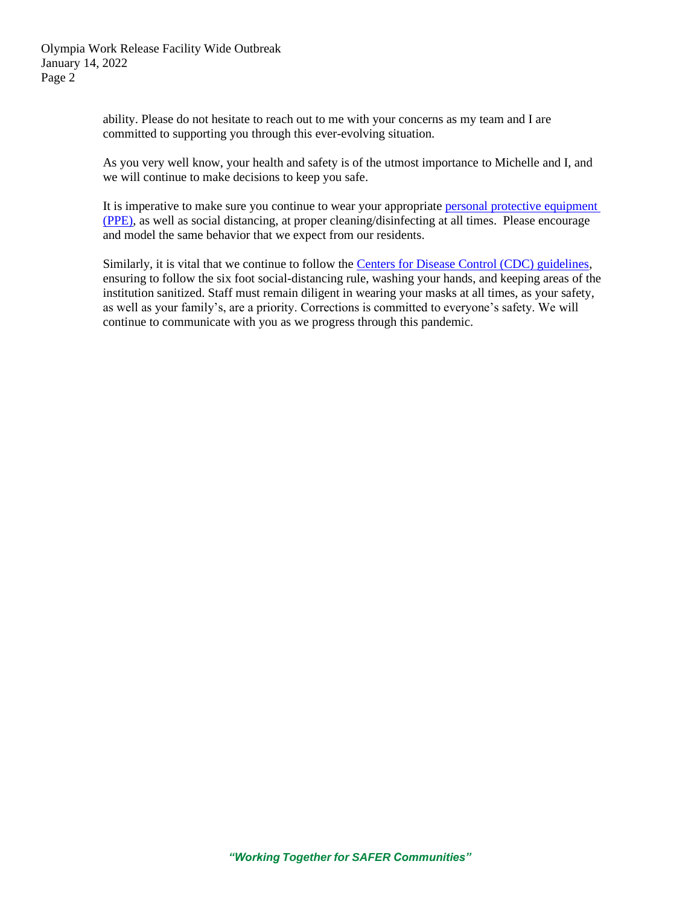ability. Please do not hesitate to reach out to me with your concerns as my team and I are committed to supporting you through this ever-evolving situation.

As you very well know, your health and safety is of the utmost importance to Michelle and I, and we will continue to make decisions to keep you safe.

It is imperative to make sure you continue to wear your appropriate personal protective equipment (PPE), as well as social distancing, at proper cleaning/disinfecting at all times. Please encourage and model the same behavior that we expect from our residents.

Similarly, it is vital that we continue to follow the Centers for Disease Control (CDC) guidelines, ensuring to follow the six foot social-distancing rule, washing your hands, and keeping areas of the institution sanitized. Staff must remain diligent in wearing your masks at all times, as your safety, as well as your family's, are a priority. Corrections is committed to everyone's safety. We will continue to communicate with you as we progress through this pandemic.